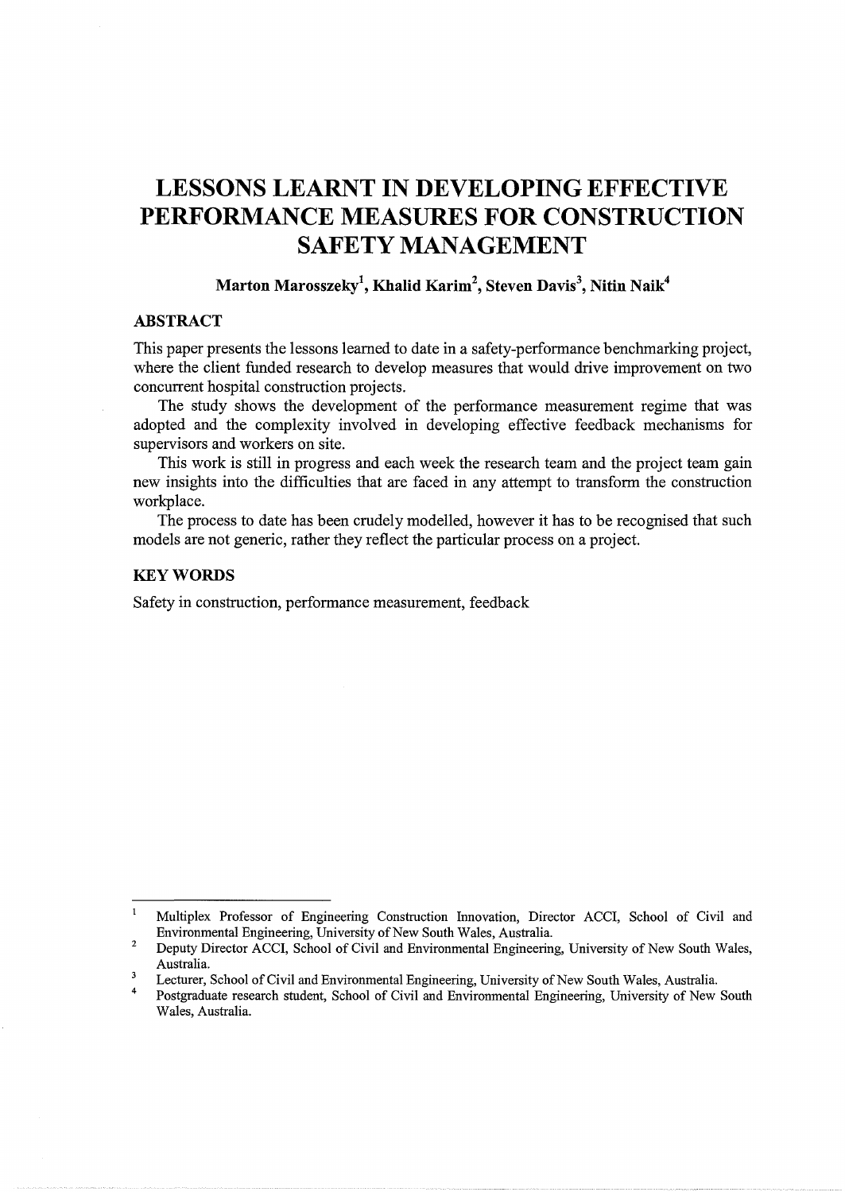# LESSONS LEARNT IN DEVELOPING EFFECTIVE PERFORMANCE MEASURES FOR CONSTRUCTION SAFETY MANAGEMENT

**Marton Marosszeky[1], Khalid Karim[2], Steven Davis[3], Nitin Naik[4]**

## ABSTRACT

This paper presents the lessons learned to date in a safety-performance benchmarking project, where the client funded research to develop measures that would drive improvement on two concurrent hospital construction projects.

The study shows the development of the performance measurement regime that was adopted and the complexity involved in developing effective feedback mechanisms for supervisors and workers on site.

This work is still in progress and each week the research team and the project team gain new insights into the difficulties that are faced in any attempt to transform the construction workplace.

The process to date has been crudely modelled, however it has to be recognised that such models are not generic, rather they reflect the particular process on a project.

## KEY WORDS

Safety in construction, performance measurement, feedback

---

[1] Multiplex Professor of Engineering Construction Innovation, Director ACCI, School of Civil and Environmental Engineering, University of New South Wales, Australia.

[2] Deputy Director ACCI, School of Civil and Environmental Engineering, University of New South Wales, Australia.

[3] Lecturer, School of Civil and Environmental Engineering, University of New South Wales, Australia.

[4] Postgraduate research student, School of Civil and Environmental Engineering, University of New South Wales, Australia.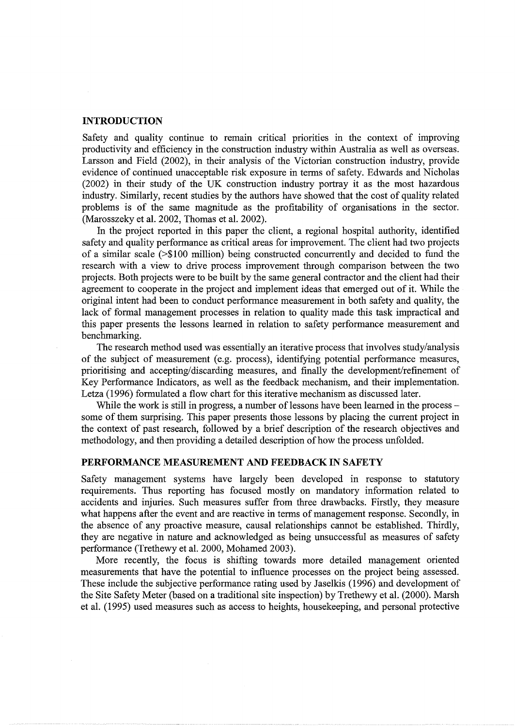## INTRODUCTION

Safety and quality continue to remain critical priorities in the context of improving productivity and efficiency in the construction industry within Australia as well as overseas. Larsson and Field (2002), in their analysis of the Victorian construction industry, provide evidence of continued unacceptable risk exposure in terms of safety. Edwards and Nicholas (2002) in their study of the UK construction industry portray it as the most hazardous industry. Similarly, recent studies by the authors have showed that the cost of quality related problems is of the same magnitude as the profitability of organisations in the sector. (Marosszeky et al. 2002, Thomas et al. 2002).

In the project reported in this paper the client, a regional hospital authority, identified safety and quality performance as critical areas for improvement. The client had two projects of a similar scale (>$100 million) being constructed concurrently and decided to fund the research with a view to drive process improvement through comparison between the two projects. Both projects were to be built by the same general contractor and the client had their agreement to cooperate in the project and implement ideas that emerged out of it. While the original intent had been to conduct performance measurement in both safety and quality, the lack of formal management processes in relation to quality made this task impractical and this paper presents the lessons learned in relation to safety performance measurement and benchmarking.

The research method used was essentially an iterative process that involves study/analysis of the subject of measurement (e.g. process), identifying potential performance measures, prioritising and accepting/discarding measures, and finally the development/refinement of Key Performance Indicators, as well as the feedback mechanism, and their implementation. Letza (1996) formulated a flow chart for this iterative mechanism as discussed later.

While the work is still in progress, a number of lessons have been learned in the process – some of them surprising. This paper presents those lessons by placing the current project in the context of past research, followed by a brief description of the research objectives and methodology, and then providing a detailed description of how the process unfolded.

## PERFORMANCE MEASUREMENT AND FEEDBACK IN SAFETY

Safety management systems have largely been developed in response to statutory requirements. Thus reporting has focused mostly on mandatory information related to accidents and injuries. Such measures suffer from three drawbacks. Firstly, they measure what happens after the event and are reactive in terms of management response. Secondly, in the absence of any proactive measure, causal relationships cannot be established. Thirdly, they are negative in nature and acknowledged as being unsuccessful as measures of safety performance (Trethewy et al. 2000, Mohamed 2003).

More recently, the focus is shifting towards more detailed management oriented measurements that have the potential to influence processes on the project being assessed. These include the subjective performance rating used by Jaselkis (1996) and development of the Site Safety Meter (based on a traditional site inspection) by Trethewy et al. (2000). Marsh et al. (1995) used measures such as access to heights, housekeeping, and personal protective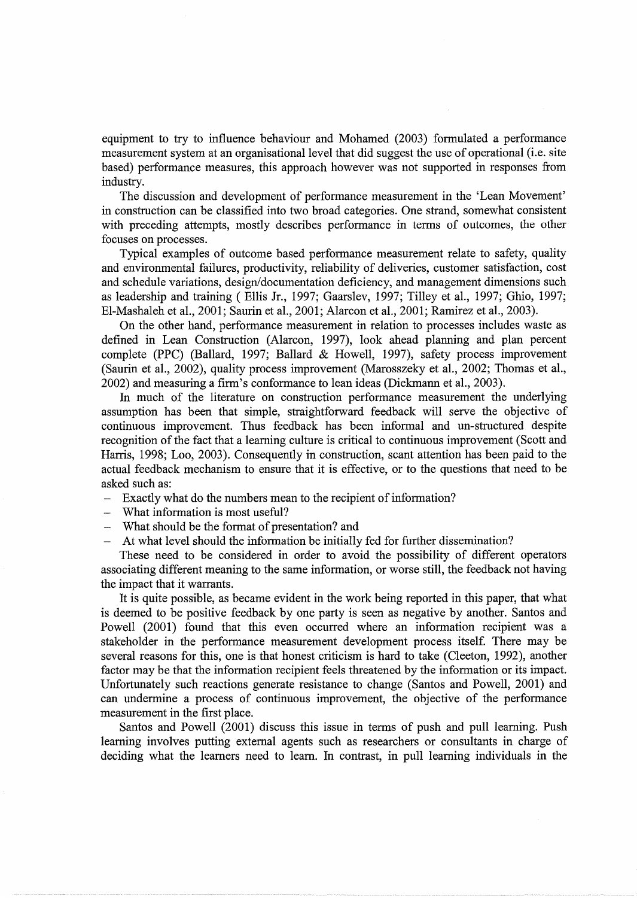equipment to try to influence behaviour and Mohamed (2003) formulated a performance measurement system at an organisational level that did suggest the use of operational (i.e. site based) performance measures, this approach however was not supported in responses from industry.

The discussion and development of performance measurement in the 'Lean Movement' in construction can be classified into two broad categories. One strand, somewhat consistent with preceding attempts, mostly describes performance in terms of outcomes, the other focuses on processes.

Typical examples of outcome based performance measurement relate to safety, quality and environmental failures, productivity, reliability of deliveries, customer satisfaction, cost and schedule variations, design/documentation deficiency, and management dimensions such as leadership and training ( Ellis Jr., 1997; Gaarslev, 1997; Tilley et al., 1997; Ghio, 1997; El-Mashaleh et al., 2001; Saurin et al., 2001; Alarcon et al., 2001; Ramirez et al., 2003).

On the other hand, performance measurement in relation to processes includes waste as defined in Lean Construction (Alarcon, 1997), look ahead planning and plan percent complete (PPC) (Ballard, 1997; Ballard & Howell, 1997), safety process improvement (Saurin et al., 2002), quality process improvement (Marosszeky et al., 2002; Thomas et al., 2002) and measuring a firm's conformance to lean ideas (Diekmann et al., 2003).

In much of the literature on construction performance measurement the underlying assumption has been that simple, straightforward feedback will serve the objective of continuous improvement. Thus feedback has been informal and un-structured despite recognition of the fact that a learning culture is critical to continuous improvement (Scott and Harris, 1998; Loo, 2003). Consequently in construction, scant attention has been paid to the actual feedback mechanism to ensure that it is effective, or to the questions that need to be asked such as:

- Exactly what do the numbers mean to the recipient of information?
- What information is most useful?
- What should be the format of presentation? and
- At what level should the information be initially fed for further dissemination?

These need to be considered in order to avoid the possibility of different operators associating different meaning to the same information, or worse still, the feedback not having the impact that it warrants.

It is quite possible, as became evident in the work being reported in this paper, that what is deemed to be positive feedback by one party is seen as negative by another. Santos and Powell (2001) found that this even occurred where an information recipient was a stakeholder in the performance measurement development process itself. There may be several reasons for this, one is that honest criticism is hard to take (Cleeton, 1992), another factor may be that the information recipient feels threatened by the information or its impact. Unfortunately such reactions generate resistance to change (Santos and Powell, 2001) and can undermine a process of continuous improvement, the objective of the performance measurement in the first place.

Santos and Powell (2001) discuss this issue in terms of push and pull learning. Push learning involves putting external agents such as researchers or consultants in charge of deciding what the learners need to learn. In contrast, in pull learning individuals in the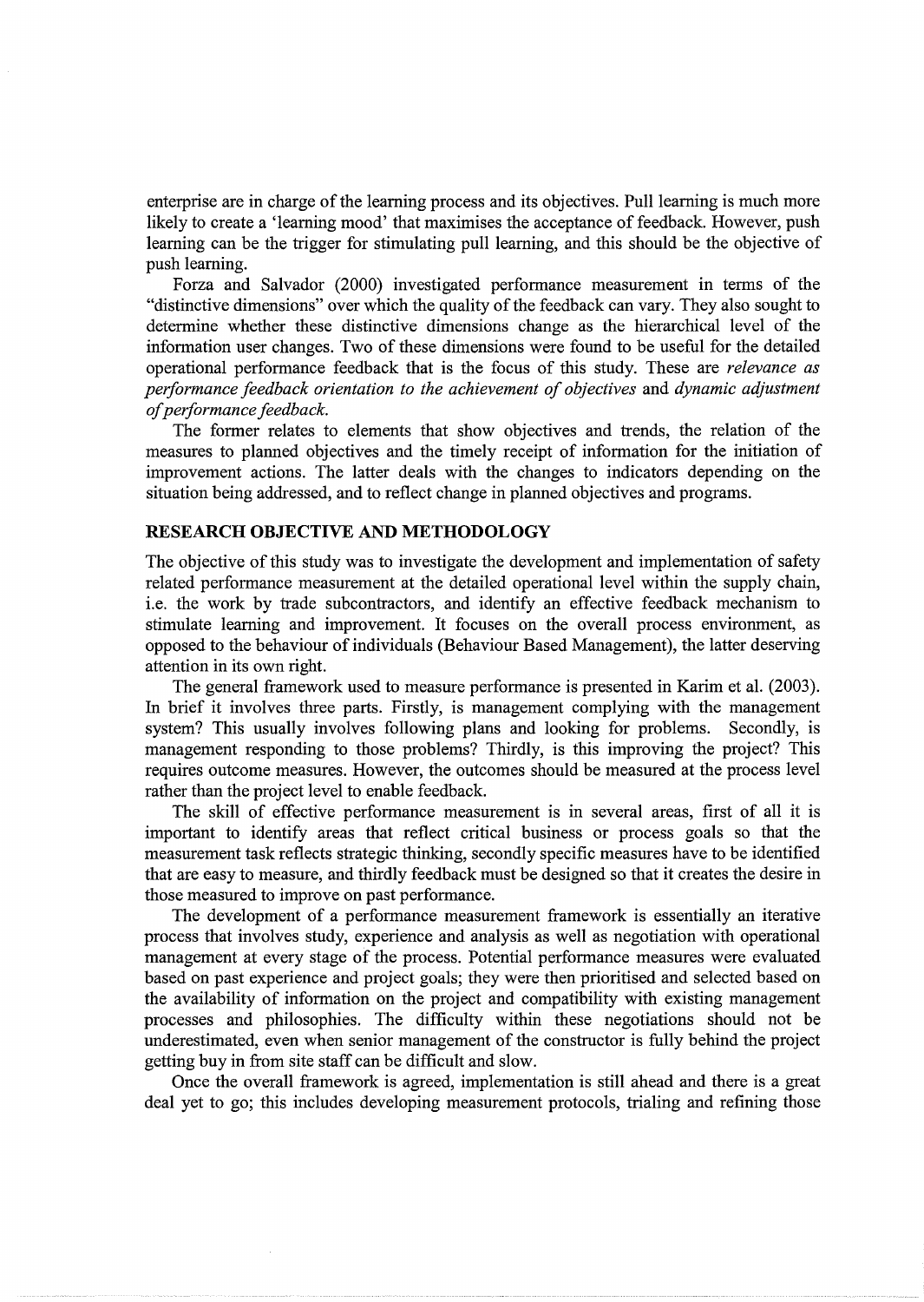enterprise are in charge of the learning process and its objectives. Pull learning is much more likely to create a 'learning mood' that maximises the acceptance of feedback. However, push learning can be the trigger for stimulating pull learning, and this should be the objective of push learning.

Forza and Salvador (2000) investigated performance measurement in terms of the "distinctive dimensions" over which the quality of the feedback can vary. They also sought to determine whether these distinctive dimensions change as the hierarchical level of the information user changes. Two of these dimensions were found to be useful for the detailed operational performance feedback that is the focus of this study. These are *relevance as performance feedback orientation to the achievement of objectives* and *dynamic adjustment of performance feedback.*

The former relates to elements that show objectives and trends, the relation of the measures to planned objectives and the timely receipt of information for the initiation of improvement actions. The latter deals with the changes to indicators depending on the situation being addressed, and to reflect change in planned objectives and programs.

## RESEARCH OBJECTIVE AND METHODOLOGY

The objective of this study was to investigate the development and implementation of safety related performance measurement at the detailed operational level within the supply chain, i.e. the work by trade subcontractors, and identify an effective feedback mechanism to stimulate learning and improvement. It focuses on the overall process environment, as opposed to the behaviour of individuals (Behaviour Based Management), the latter deserving attention in its own right.

The general framework used to measure performance is presented in Karim et al. (2003). In brief it involves three parts. Firstly, is management complying with the management system? This usually involves following plans and looking for problems. Secondly, is management responding to those problems? Thirdly, is this improving the project? This requires outcome measures. However, the outcomes should be measured at the process level rather than the project level to enable feedback.

The skill of effective performance measurement is in several areas, first of all it is important to identify areas that reflect critical business or process goals so that the measurement task reflects strategic thinking, secondly specific measures have to be identified that are easy to measure, and thirdly feedback must be designed so that it creates the desire in those measured to improve on past performance.

The development of a performance measurement framework is essentially an iterative process that involves study, experience and analysis as well as negotiation with operational management at every stage of the process. Potential performance measures were evaluated based on past experience and project goals; they were then prioritised and selected based on the availability of information on the project and compatibility with existing management processes and philosophies. The difficulty within these negotiations should not be underestimated, even when senior management of the constructor is fully behind the project getting buy in from site staff can be difficult and slow.

Once the overall framework is agreed, implementation is still ahead and there is a great deal yet to go; this includes developing measurement protocols, trialing and refining those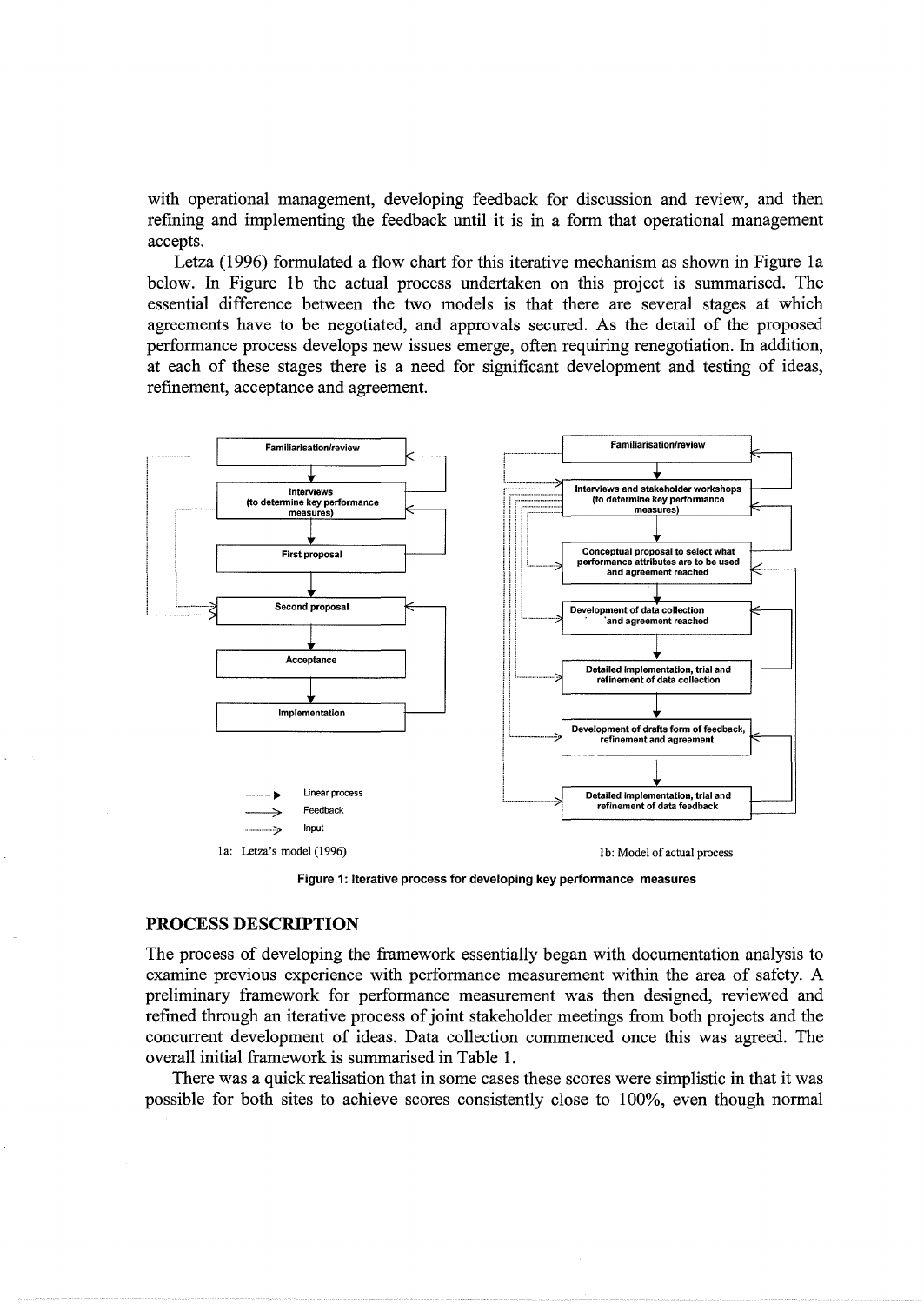with operational management, developing feedback for discussion and review, and then refining and implementing the feedback until it is in a form that operational management accepts.

Letza (1996) formulated a flow chart for this iterative mechanism as shown in Figure 1a below. In Figure 1b the actual process undertaken on this project is summarised. The essential difference between the two models is that there are several stages at which agreements have to be negotiated, and approvals secured. As the detail of the proposed performance process develops new issues emerge, often requiring renegotiation. In addition, at each of these stages there is a need for significant development and testing of ideas, refinement, acceptance and agreement.

1a: Letza's model (1996)

1b: Model of actual process

**Figure 1: Iterative process for developing key performance measures**

## PROCESS DESCRIPTION

The process of developing the framework essentially began with documentation analysis to examine previous experience with performance measurement within the area of safety. A preliminary framework for performance measurement was then designed, reviewed and refined through an iterative process of joint stakeholder meetings from both projects and the concurrent development of ideas. Data collection commenced once this was agreed. The overall initial framework is summarised in Table 1.

There was a quick realisation that in some cases these scores were simplistic in that it was possible for both sites to achieve scores consistently close to 100%, even though normal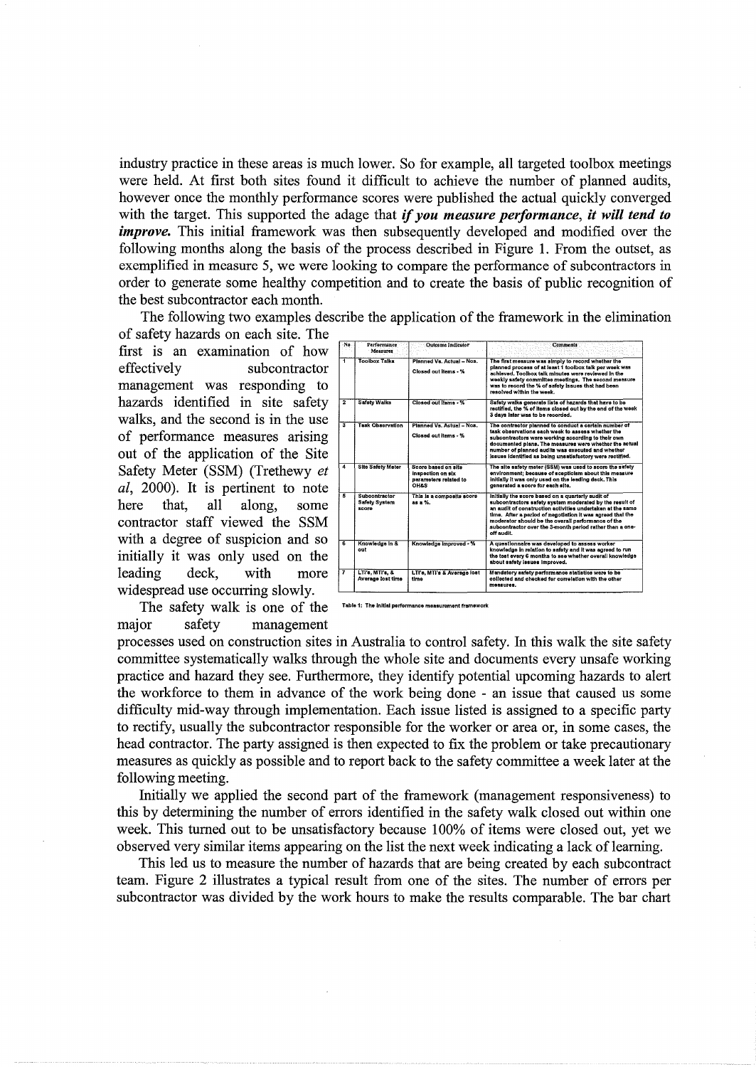industry practice in these areas is much lower. So for example, all targeted toolbox meetings were held. At first both sites found it difficult to achieve the number of planned audits, however once the monthly performance scores were published the actual quickly converged with the target. This supported the adage that ***if you measure performance, it will tend to improve.*** This initial framework was then subsequently developed and modified over the following months along the basis of the process described in Figure 1. From the outset, as exemplified in measure 5, we were looking to compare the performance of subcontractors in order to generate some healthy competition and to create the basis of public recognition of the best subcontractor each month.

The following two examples describe the application of the framework in the elimination of safety hazards on each site. The first is an examination of how effectively subcontractor management was responding to hazards identified in site safety walks, and the second is in the use of performance measures arising out of the application of the Site Safety Meter (SSM) (Trethewy *et al*, 2000). It is pertinent to note here that, all along, some contractor staff viewed the SSM with a degree of suspicion and so initially it was only used on the leading deck, with more widespread use occurring slowly.

| No | Performance Measures | Outcome Indicator | Comments |
|---|---|---|---|
| 1 | Toolbox Talks | Planned Vs. Actual – Nos. Closed out Items - % | The first measure was simply to record whether the planned process of at least 1 toolbox talk per week was achieved. Toolbox talk minutes were reviewed in the weekly safety committee meetings. The second measure was to record the % of safety issues that had been resolved within the week. |
| 2 | Safety Walks | Closed out Items - % | Safety walks generate lists of hazards that have to be rectified, the % of items closed out by the end of the week 3 days later was to be recorded. |
| 3 | Task Observation | Planned Vs. Actual – Nos. Closed out Items - % | The contractor planned to conduct a certain number of task observations each week to assess whether the subcontractors were working according to their own documented plans. The measures were whether the actual number of planned audits was executed and whether issues identified as being unsatisfactory were rectified. |
| 4 | Site Safety Meter | Score based on site inspection on six parameters related to OH&S | The site safety meter (SSM) was used to score the safety environment; because of scepticism about this measure initially it was only used on the leading deck. This generated a score for each site. |
| 5 | Subcontractor Safety System score | This is a composite score as a %. | Initially the score based on a quarterly audit of subcontractors safety system moderated by the result of an audit of construction activities undertaken at the same time. After a period of negotiation it was agreed that the moderator should be the overall performance of the subcontractor over the 3-month period rather than a one-off audit. |
| 6 | Knowledge in & out | Knowledge Improved - % | A questionnaire was developed to assess worker knowledge in relation to safety and it was agreed to run the test every 6 months to see whether overall knowledge about safety issues improved. |
| 7 | LTI's, MTI's, & Average lost time | LTI's, MTI's & Average lost time | Mandatory safety performance statistics were to be collected and checked for correlation with the other measures. |

Table 1: The initial performance measurement framework

The safety walk is one of the major safety management processes used on construction sites in Australia to control safety. In this walk the site safety committee systematically walks through the whole site and documents every unsafe working practice and hazard they see. Furthermore, they identify potential upcoming hazards to alert the workforce to them in advance of the work being done - an issue that caused us some difficulty mid-way through implementation. Each issue listed is assigned to a specific party to rectify, usually the subcontractor responsible for the worker or area or, in some cases, the head contractor. The party assigned is then expected to fix the problem or take precautionary measures as quickly as possible and to report back to the safety committee a week later at the following meeting.

Initially we applied the second part of the framework (management responsiveness) to this by determining the number of errors identified in the safety walk closed out within one week. This turned out to be unsatisfactory because 100% of items were closed out, yet we observed very similar items appearing on the list the next week indicating a lack of learning.

This led us to measure the number of hazards that are being created by each subcontract team. Figure 2 illustrates a typical result from one of the sites. The number of errors per subcontractor was divided by the work hours to make the results comparable. The bar chart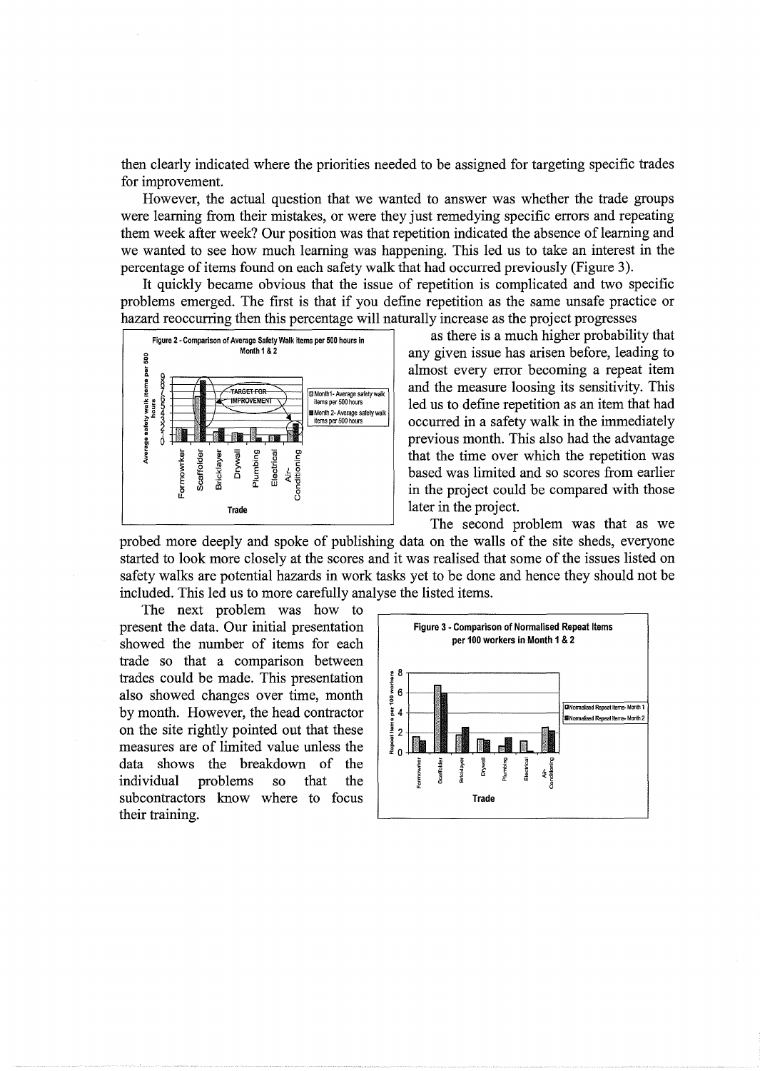then clearly indicated where the priorities needed to be assigned for targeting specific trades for improvement.

However, the actual question that we wanted to answer was whether the trade groups were learning from their mistakes, or were they just remedying specific errors and repeating them week after week? Our position was that repetition indicated the absence of learning and we wanted to see how much learning was happening. This led us to take an interest in the percentage of items found on each safety walk that had occurred previously (Figure 3).

It quickly became obvious that the issue of repetition is complicated and two specific problems emerged. The first is that if you define repetition as the same unsafe practice or hazard reoccurring then this percentage will naturally increase as the project progresses as there is a much higher probability that any given issue has arisen before, leading to almost every error becoming a repeat item and the measure loosing its sensitivity. This led us to define repetition as an item that had occurred in a safety walk in the immediately previous month. This also had the advantage that the time over which the repetition was based was limited and so scores from earlier in the project could be compared with those later in the project.

Figure 2 - Comparison of Average Safety Walk items per 500 hours in Month 1 & 2

The second problem was that as we probed more deeply and spoke of publishing data on the walls of the site sheds, everyone started to look more closely at the scores and it was realised that some of the issues listed on safety walks are potential hazards in work tasks yet to be done and hence they should not be included. This led us to more carefully analyse the listed items.

The next problem was how to present the data. Our initial presentation showed the number of items for each trade so that a comparison between trades could be made. This presentation also showed changes over time, month by month. However, the head contractor on the site rightly pointed out that these measures are of limited value unless the data shows the breakdown of the individual problems so that the subcontractors know where to focus their training.

Figure 3 - Comparison of Normalised Repeat Items per 100 workers in Month 1 & 2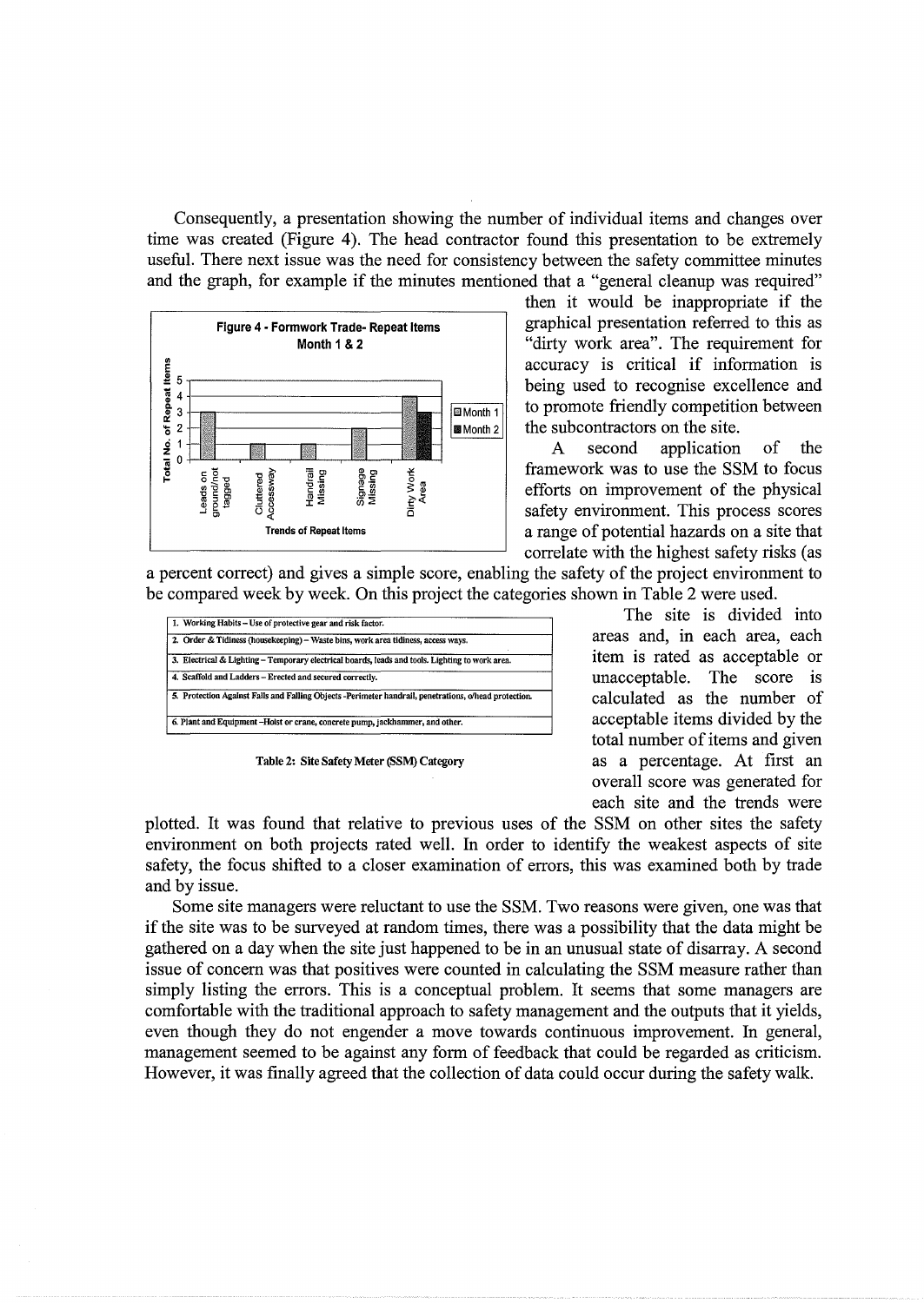Consequently, a presentation showing the number of individual items and changes over time was created (Figure 4). The head contractor found this presentation to be extremely useful. There next issue was the need for consistency between the safety committee minutes and the graph, for example if the minutes mentioned that a "general cleanup was required" then it would be inappropriate if the graphical presentation referred to this as "dirty work area". The requirement for accuracy is critical if information is being used to recognise excellence and to promote friendly competition between the subcontractors on the site.

A second application of the framework was to use the SSM to focus efforts on improvement of the physical safety environment. This process scores a range of potential hazards on a site that correlate with the highest safety risks (as a percent correct) and gives a simple score, enabling the safety of the project environment to be compared week by week. On this project the categories shown in Table 2 were used.

| 1. Working Habits – Use of protective gear and risk factor. |
|---|
| 2. Order & Tidiness (housekeeping) – Waste bins, work area tidiness, access ways. |
| 3. Electrical & Lighting – Temporary electrical boards, leads and tools. Lighting to work area. |
| 4. Scaffold and Ladders – Erected and secured correctly. |
| 5. Protection Against Falls and Falling Objects -Perimeter handrail, penetrations, o/head protection. |
| 6. Plant and Equipment –Hoist or crane, concrete pump, jackhammer, and other. |

**Table 2: Site Safety Meter (SSM) Category**

The site is divided into areas and, in each area, each item is rated as acceptable or unacceptable. The score is calculated as the number of acceptable items divided by the total number of items and given as a percentage. At first an overall score was generated for each site and the trends were plotted. It was found that relative to previous uses of the SSM on other sites the safety environment on both projects rated well. In order to identify the weakest aspects of site safety, the focus shifted to a closer examination of errors, this was examined both by trade and by issue.

Some site managers were reluctant to use the SSM. Two reasons were given, one was that if the site was to be surveyed at random times, there was a possibility that the data might be gathered on a day when the site just happened to be in an unusual state of disarray. A second issue of concern was that positives were counted in calculating the SSM measure rather than simply listing the errors. This is a conceptual problem. It seems that some managers are comfortable with the traditional approach to safety management and the outputs that it yields, even though they do not engender a move towards continuous improvement. In general, management seemed to be against any form of feedback that could be regarded as criticism. However, it was finally agreed that the collection of data could occur during the safety walk.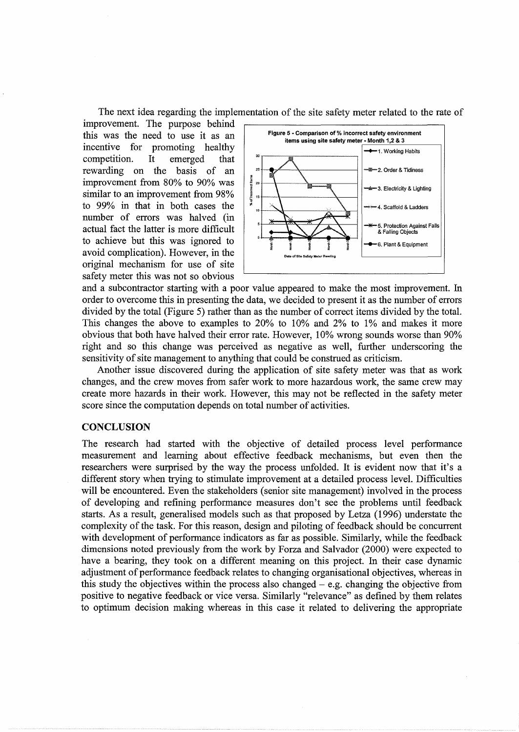The next idea regarding the implementation of the site safety meter related to the rate of improvement. The purpose behind this was the need to use it as an incentive for promoting healthy competition. It emerged that rewarding on the basis of an improvement from 80% to 90% was similar to an improvement from 98% to 99% in that in both cases the number of errors was halved (in actual fact the latter is more difficult to achieve but this was ignored to avoid complication). However, in the original mechanism for use of site safety meter this was not so obvious and a subcontractor starting with a poor value appeared to make the most improvement. In order to overcome this in presenting the data, we decided to present it as the number of errors divided by the total (Figure 5) rather than as the number of correct items divided by the total. This changes the above to examples to 20% to 10% and 2% to 1% and makes it more obvious that both have halved their error rate. However, 10% wrong sounds worse than 90% right and so this change was perceived as negative as well, further underscoring the sensitivity of site management to anything that could be construed as criticism.

**Figure 5 - Comparison of % incorrect safety environment items using site safety meter - Month 1,2 & 3**

Another issue discovered during the application of site safety meter was that as work changes, and the crew moves from safer work to more hazardous work, the same crew may create more hazards in their work. However, this may not be reflected in the safety meter score since the computation depends on total number of activities.

## CONCLUSION

The research had started with the objective of detailed process level performance measurement and learning about effective feedback mechanisms, but even then the researchers were surprised by the way the process unfolded. It is evident now that it's a different story when trying to stimulate improvement at a detailed process level. Difficulties will be encountered. Even the stakeholders (senior site management) involved in the process of developing and refining performance measures don't see the problems until feedback starts. As a result, generalised models such as that proposed by Letza (1996) understate the complexity of the task. For this reason, design and piloting of feedback should be concurrent with development of performance indicators as far as possible. Similarly, while the feedback dimensions noted previously from the work by Forza and Salvador (2000) were expected to have a bearing, they took on a different meaning on this project. In their case dynamic adjustment of performance feedback relates to changing organisational objectives, whereas in this study the objectives within the process also changed – e.g. changing the objective from positive to negative feedback or vice versa. Similarly "relevance" as defined by them relates to optimum decision making whereas in this case it related to delivering the appropriate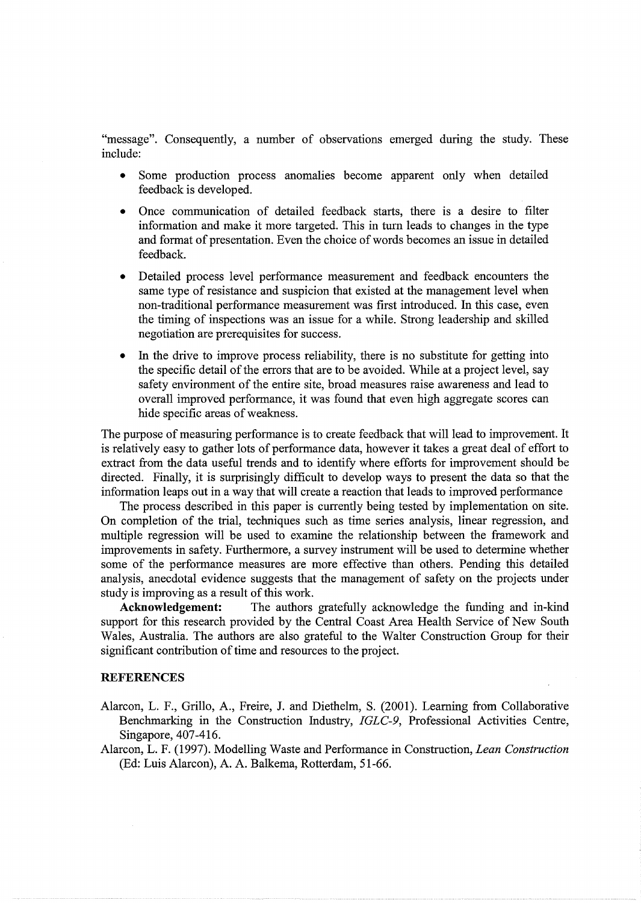"message". Consequently, a number of observations emerged during the study. These include:

- Some production process anomalies become apparent only when detailed feedback is developed.
- Once communication of detailed feedback starts, there is a desire to filter information and make it more targeted. This in turn leads to changes in the type and format of presentation. Even the choice of words becomes an issue in detailed feedback.
- Detailed process level performance measurement and feedback encounters the same type of resistance and suspicion that existed at the management level when non-traditional performance measurement was first introduced. In this case, even the timing of inspections was an issue for a while. Strong leadership and skilled negotiation are prerequisites for success.
- In the drive to improve process reliability, there is no substitute for getting into the specific detail of the errors that are to be avoided. While at a project level, say safety environment of the entire site, broad measures raise awareness and lead to overall improved performance, it was found that even high aggregate scores can hide specific areas of weakness.

The purpose of measuring performance is to create feedback that will lead to improvement. It is relatively easy to gather lots of performance data, however it takes a great deal of effort to extract from the data useful trends and to identify where efforts for improvement should be directed. Finally, it is surprisingly difficult to develop ways to present the data so that the information leaps out in a way that will create a reaction that leads to improved performance

The process described in this paper is currently being tested by implementation on site. On completion of the trial, techniques such as time series analysis, linear regression, and multiple regression will be used to examine the relationship between the framework and improvements in safety. Furthermore, a survey instrument will be used to determine whether some of the performance measures are more effective than others. Pending this detailed analysis, anecdotal evidence suggests that the management of safety on the projects under study is improving as a result of this work.

**Acknowledgement:** The authors gratefully acknowledge the funding and in-kind support for this research provided by the Central Coast Area Health Service of New South Wales, Australia. The authors are also grateful to the Walter Construction Group for their significant contribution of time and resources to the project.

## REFERENCES

Alarcon, L. F., Grillo, A., Freire, J. and Diethelm, S. (2001). Learning from Collaborative Benchmarking in the Construction Industry, *IGLC-9*, Professional Activities Centre, Singapore, 407-416.

Alarcon, L. F. (1997). Modelling Waste and Performance in Construction, *Lean Construction* (Ed: Luis Alarcon), A. A. Balkema, Rotterdam, 51-66.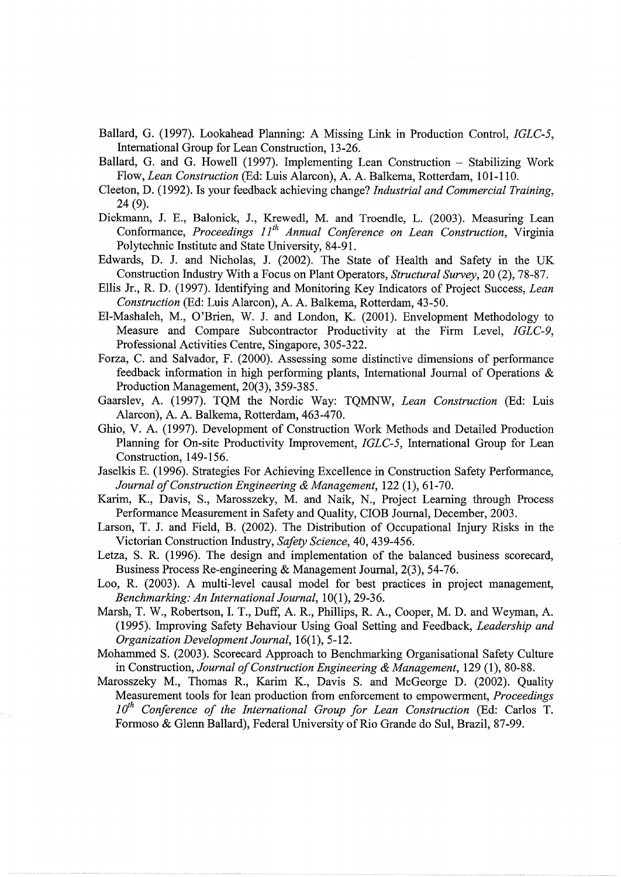Ballard, G. (1997). Lookahead Planning: A Missing Link in Production Control, *IGLC-5*, International Group for Lean Construction, 13-26.

Ballard, G. and G. Howell (1997). Implementing Lean Construction – Stabilizing Work Flow, *Lean Construction* (Ed: Luis Alarcon), A. A. Balkema, Rotterdam, 101-110.

Cleeton, D. (1992). Is your feedback achieving change? *Industrial and Commercial Training*, 24 (9).

Diekmann, J. E., Balonick, J., Krewedl, M. and Troendle, L. (2003). Measuring Lean Conformance, *Proceedings 11th Annual Conference on Lean Construction*, Virginia Polytechnic Institute and State University, 84-91.

Edwards, D. J. and Nicholas, J. (2002). The State of Health and Safety in the UK Construction Industry With a Focus on Plant Operators, *Structural Survey*, 20 (2), 78-87.

Ellis Jr., R. D. (1997). Identifying and Monitoring Key Indicators of Project Success, *Lean Construction* (Ed: Luis Alarcon), A. A. Balkema, Rotterdam, 43-50.

El-Mashaleh, M., O'Brien, W. J. and London, K. (2001). Envelopment Methodology to Measure and Compare Subcontractor Productivity at the Firm Level, *IGLC-9*, Professional Activities Centre, Singapore, 305-322.

Forza, C. and Salvador, F. (2000). Assessing some distinctive dimensions of performance feedback information in high performing plants, International Journal of Operations & Production Management, 20(3), 359-385.

Gaarslev, A. (1997). TQM the Nordic Way: TQMNW, *Lean Construction* (Ed: Luis Alarcon), A. A. Balkema, Rotterdam, 463-470.

Ghio, V. A. (1997). Development of Construction Work Methods and Detailed Production Planning for On-site Productivity Improvement, *IGLC-5*, International Group for Lean Construction, 149-156.

Jaselkis E. (1996). Strategies For Achieving Excellence in Construction Safety Performance, *Journal of Construction Engineering & Management*, 122 (1), 61-70.

Karim, K., Davis, S., Marosszeky, M. and Naik, N., Project Learning through Process Performance Measurement in Safety and Quality, CIOB Journal, December, 2003.

Larson, T. J. and Field, B. (2002). The Distribution of Occupational Injury Risks in the Victorian Construction Industry, *Safety Science*, 40, 439-456.

Letza, S. R. (1996). The design and implementation of the balanced business scorecard, Business Process Re-engineering & Management Journal, 2(3), 54-76.

Loo, R. (2003). A multi-level causal model for best practices in project management, *Benchmarking: An International Journal*, 10(1), 29-36.

Marsh, T. W., Robertson, I. T., Duff, A. R., Phillips, R. A., Cooper, M. D. and Weyman, A. (1995). Improving Safety Behaviour Using Goal Setting and Feedback, *Leadership and Organization Development Journal*, 16(1), 5-12.

Mohammed S. (2003). Scorecard Approach to Benchmarking Organisational Safety Culture in Construction, *Journal of Construction Engineering & Management*, 129 (1), 80-88.

Marosszeky M., Thomas R., Karim K., Davis S. and McGeorge D. (2002). Quality Measurement tools for lean production from enforcement to empowerment, *Proceedings 10th Conference of the International Group for Lean Construction* (Ed: Carlos T. Formoso & Glenn Ballard), Federal University of Rio Grande do Sul, Brazil, 87-99.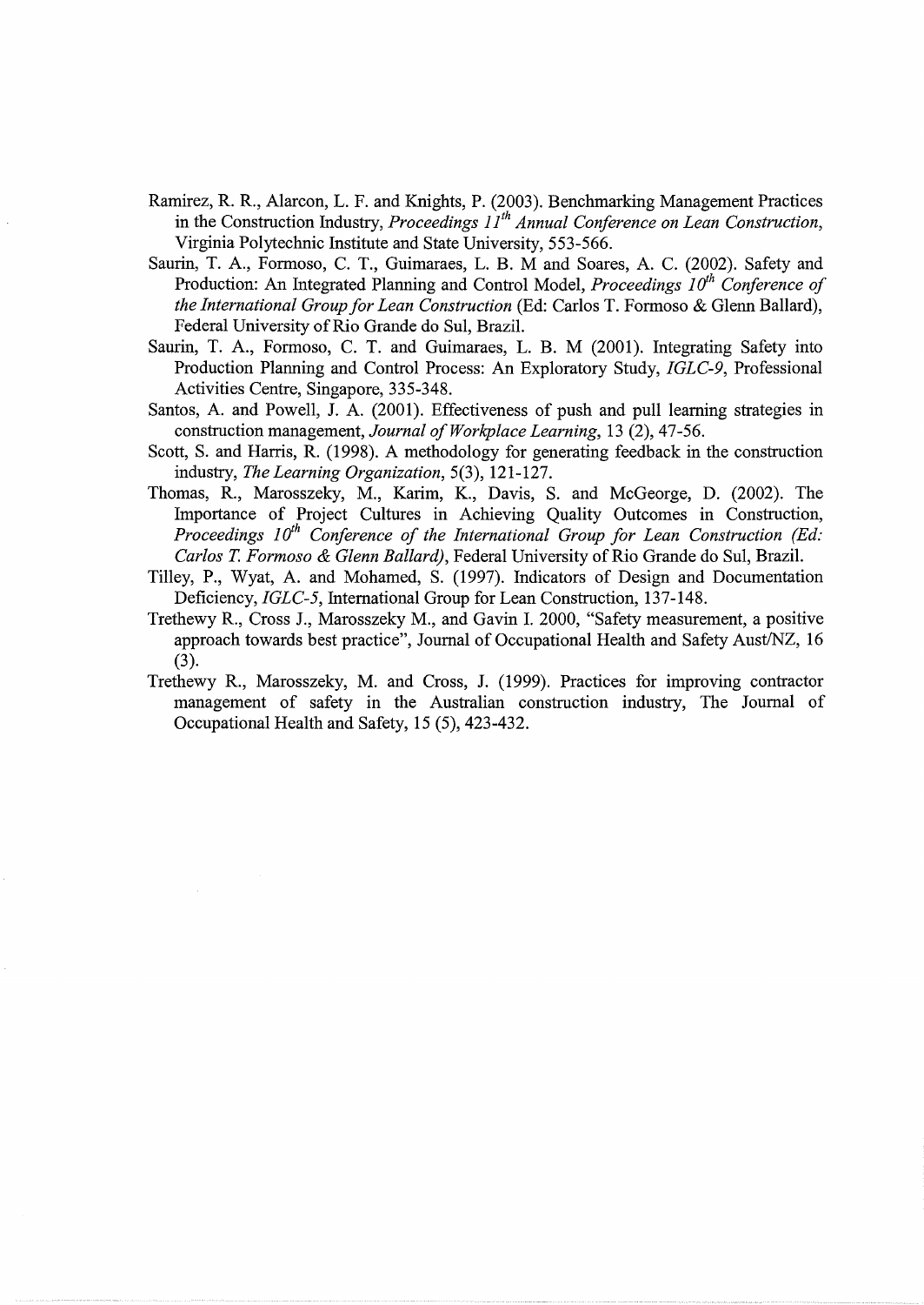Ramirez, R. R., Alarcon, L. F. and Knights, P. (2003). Benchmarking Management Practices in the Construction Industry, *Proceedings 11th Annual Conference on Lean Construction*, Virginia Polytechnic Institute and State University, 553-566.

Saurin, T. A., Formoso, C. T., Guimaraes, L. B. M and Soares, A. C. (2002). Safety and Production: An Integrated Planning and Control Model, *Proceedings 10th Conference of the International Group for Lean Construction* (Ed: Carlos T. Formoso & Glenn Ballard), Federal University of Rio Grande do Sul, Brazil.

Saurin, T. A., Formoso, C. T. and Guimaraes, L. B. M (2001). Integrating Safety into Production Planning and Control Process: An Exploratory Study, *IGLC-9*, Professional Activities Centre, Singapore, 335-348.

Santos, A. and Powell, J. A. (2001). Effectiveness of push and pull learning strategies in construction management, *Journal of Workplace Learning*, 13 (2), 47-56.

Scott, S. and Harris, R. (1998). A methodology for generating feedback in the construction industry, *The Learning Organization*, 5(3), 121-127.

Thomas, R., Marosszeky, M., Karim, K., Davis, S. and McGeorge, D. (2002). The Importance of Project Cultures in Achieving Quality Outcomes in Construction, *Proceedings 10th Conference of the International Group for Lean Construction (Ed: Carlos T. Formoso & Glenn Ballard)*, Federal University of Rio Grande do Sul, Brazil.

Tilley, P., Wyat, A. and Mohamed, S. (1997). Indicators of Design and Documentation Deficiency, *IGLC-5*, International Group for Lean Construction, 137-148.

Trethewy R., Cross J., Marosszeky M., and Gavin I. 2000, "Safety measurement, a positive approach towards best practice", Journal of Occupational Health and Safety Aust/NZ, 16 (3).

Trethewy R., Marosszeky, M. and Cross, J. (1999). Practices for improving contractor management of safety in the Australian construction industry, The Journal of Occupational Health and Safety, 15 (5), 423-432.